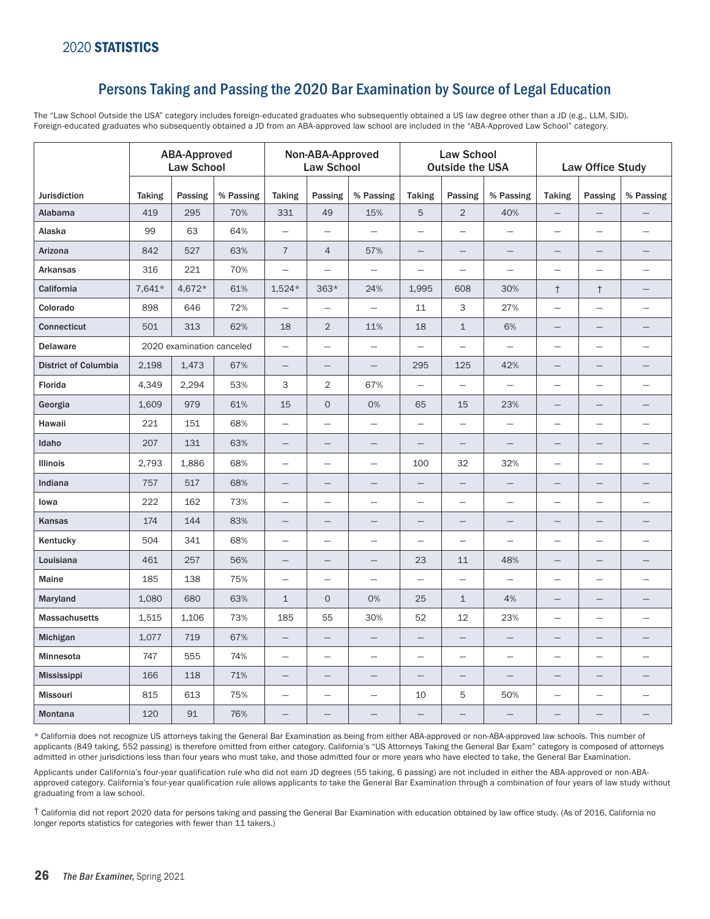## Persons Taking and Passing the 2020 Bar Examination by Source of Legal Education

The "Law School Outside the USA" category includes foreign-educated graduates who subsequently obtained a US law degree other than a JD (e.g., LLM, SJD). Foreign-educated graduates who subsequently obtained a JD from an ABA-approved law school are included in the "ABA-Approved Law School" category.

| | ABA-Approved Law School | | | Non-ABA-Approved Law School | | | Law School Outside the USA | | | Law Office Study | | |
|---|---|---|---|---|---|---|---|---|---|---|---|---|
| Jurisdiction | Taking | Passing | % Passing | Taking | Passing | % Passing | Taking | Passing | % Passing | Taking | Passing | % Passing |
| Alabama | 419 | 295 | 70% | 331 | 49 | 15% | 5 | 2 | 40% | — | — | — |
| Alaska | 99 | 63 | 64% | — | — | — | — | — | — | — | — | — |
| Arizona | 842 | 527 | 63% | 7 | 4 | 57% | — | — | — | — | — | — |
| Arkansas | 316 | 221 | 70% | — | — | — | — | — | — | — | — | — |
| California | 7,641* | 4,672* | 61% | 1,524* | 363* | 24% | 1,995 | 608 | 30% | † | † | — |
| Colorado | 898 | 646 | 72% | — | — | — | 11 | 3 | 27% | — | — | — |
| Connecticut | 501 | 313 | 62% | 18 | 2 | 11% | 18 | 1 | 6% | — | — | — |
| Delaware | 2020 examination canceled | | | — | — | — | — | — | — | — | — | — |
| District of Columbia | 2,198 | 1,473 | 67% | — | — | — | 295 | 125 | 42% | — | — | — |
| Florida | 4,349 | 2,294 | 53% | 3 | 2 | 67% | — | — | — | — | — | — |
| Georgia | 1,609 | 979 | 61% | 15 | 0 | 0% | 65 | 15 | 23% | — | — | — |
| Hawaii | 221 | 151 | 68% | — | — | — | — | — | — | — | — | — |
| Idaho | 207 | 131 | 63% | — | — | — | — | — | — | — | — | — |
| Illinois | 2,793 | 1,886 | 68% | — | — | — | 100 | 32 | 32% | — | — | — |
| Indiana | 757 | 517 | 68% | — | — | — | — | — | — | — | — | — |
| Iowa | 222 | 162 | 73% | — | — | — | — | — | — | — | — | — |
| Kansas | 174 | 144 | 83% | — | — | — | — | — | — | — | — | — |
| Kentucky | 504 | 341 | 68% | — | — | — | — | — | — | — | — | — |
| Louisiana | 461 | 257 | 56% | — | — | — | 23 | 11 | 48% | — | — | — |
| Maine | 185 | 138 | 75% | — | — | — | — | — | — | — | — | — |
| Maryland | 1,080 | 680 | 63% | 1 | 0 | 0% | 25 | 1 | 4% | — | — | — |
| Massachusetts | 1,515 | 1,106 | 73% | 185 | 55 | 30% | 52 | 12 | 23% | — | — | — |
| Michigan | 1,077 | 719 | 67% | — | — | — | — | — | — | — | — | — |
| Minnesota | 747 | 555 | 74% | — | — | — | — | — | — | — | — | — |
| Mississippi | 166 | 118 | 71% | — | — | — | — | — | — | — | — | — |
| Missouri | 815 | 613 | 75% | — | — | — | 10 | 5 | 50% | — | — | — |
| Montana | 120 | 91 | 76% | — | — | — | — | — | — | — | — | — |

* California does not recognize US attorneys taking the General Bar Examination as being from either ABA-approved or non-ABA-approved law schools. This number of applicants (849 taking, 552 passing) is therefore omitted from either category. California's "US Attorneys Taking the General Bar Exam" category is composed of attorneys admitted in other jurisdictions less than four years who must take, and those admitted four or more years who have elected to take, the General Bar Examination.

Applicants under California's four-year qualification rule who did not earn JD degrees (55 taking, 6 passing) are not included in either the ABA-approved or non-ABA-approved category. California's four-year qualification rule allows applicants to take the General Bar Examination through a combination of four years of law study without graduating from a law school.

† California did not report 2020 data for persons taking and passing the General Bar Examination with education obtained by law office study. (As of 2016, California no longer reports statistics for categories with fewer than 11 takers.)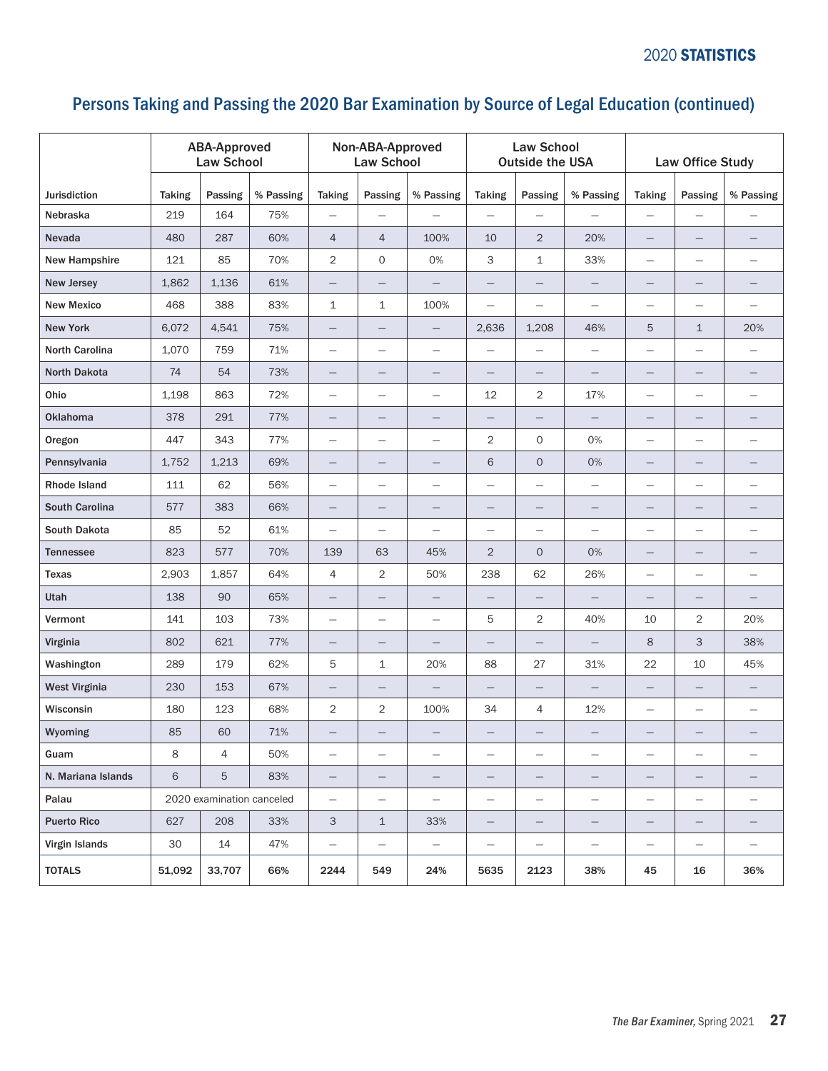## Persons Taking and Passing the 2020 Bar Examination by Source of Legal Education (continued)

| | ABA-Approved Law School | | | Non-ABA-Approved Law School | | | Law School Outside the USA | | | Law Office Study | | |
|---|---|---|---|---|---|---|---|---|---|---|---|---|
| Jurisdiction | Taking | Passing | % Passing | Taking | Passing | % Passing | Taking | Passing | % Passing | Taking | Passing | % Passing |
| Nebraska | 219 | 164 | 75% | — | — | — | — | — | — | — | — | — |
| Nevada | 480 | 287 | 60% | 4 | 4 | 100% | 10 | 2 | 20% | — | — | — |
| New Hampshire | 121 | 85 | 70% | 2 | 0 | 0% | 3 | 1 | 33% | — | — | — |
| New Jersey | 1,862 | 1,136 | 61% | — | — | — | — | — | — | — | — | — |
| New Mexico | 468 | 388 | 83% | 1 | 1 | 100% | — | — | — | — | — | — |
| New York | 6,072 | 4,541 | 75% | — | — | — | 2,636 | 1,208 | 46% | 5 | 1 | 20% |
| North Carolina | 1,070 | 759 | 71% | — | — | — | — | — | — | — | — | — |
| North Dakota | 74 | 54 | 73% | — | — | — | — | — | — | — | — | — |
| Ohio | 1,198 | 863 | 72% | — | — | — | 12 | 2 | 17% | — | — | — |
| Oklahoma | 378 | 291 | 77% | — | — | — | — | — | — | — | — | — |
| Oregon | 447 | 343 | 77% | — | — | — | 2 | 0 | 0% | — | — | — |
| Pennsylvania | 1,752 | 1,213 | 69% | — | — | — | 6 | 0 | 0% | — | — | — |
| Rhode Island | 111 | 62 | 56% | — | — | — | — | — | — | — | — | — |
| South Carolina | 577 | 383 | 66% | — | — | — | — | — | — | — | — | — |
| South Dakota | 85 | 52 | 61% | — | — | — | — | — | — | — | — | — |
| Tennessee | 823 | 577 | 70% | 139 | 63 | 45% | 2 | 0 | 0% | — | — | — |
| Texas | 2,903 | 1,857 | 64% | 4 | 2 | 50% | 238 | 62 | 26% | — | — | — |
| Utah | 138 | 90 | 65% | — | — | — | — | — | — | — | — | — |
| Vermont | 141 | 103 | 73% | — | — | — | 5 | 2 | 40% | 10 | 2 | 20% |
| Virginia | 802 | 621 | 77% | — | — | — | — | — | — | 8 | 3 | 38% |
| Washington | 289 | 179 | 62% | 5 | 1 | 20% | 88 | 27 | 31% | 22 | 10 | 45% |
| West Virginia | 230 | 153 | 67% | — | — | — | — | — | — | — | — | — |
| Wisconsin | 180 | 123 | 68% | 2 | 2 | 100% | 34 | 4 | 12% | — | — | — |
| Wyoming | 85 | 60 | 71% | — | — | — | — | — | — | — | — | — |
| Guam | 8 | 4 | 50% | — | — | — | — | — | — | — | — | — |
| N. Mariana Islands | 6 | 5 | 83% | — | — | — | — | — | — | — | — | — |
| Palau | 2020 examination canceled | | | — | — | — | — | — | — | — | — | — |
| Puerto Rico | 627 | 208 | 33% | 3 | 1 | 33% | — | — | — | — | — | — |
| Virgin Islands | 30 | 14 | 47% | — | — | — | — | — | — | — | — | — |
| **TOTALS** | **51,092** | **33,707** | **66%** | **2244** | **549** | **24%** | **5635** | **2123** | **38%** | **45** | **16** | **36%** |